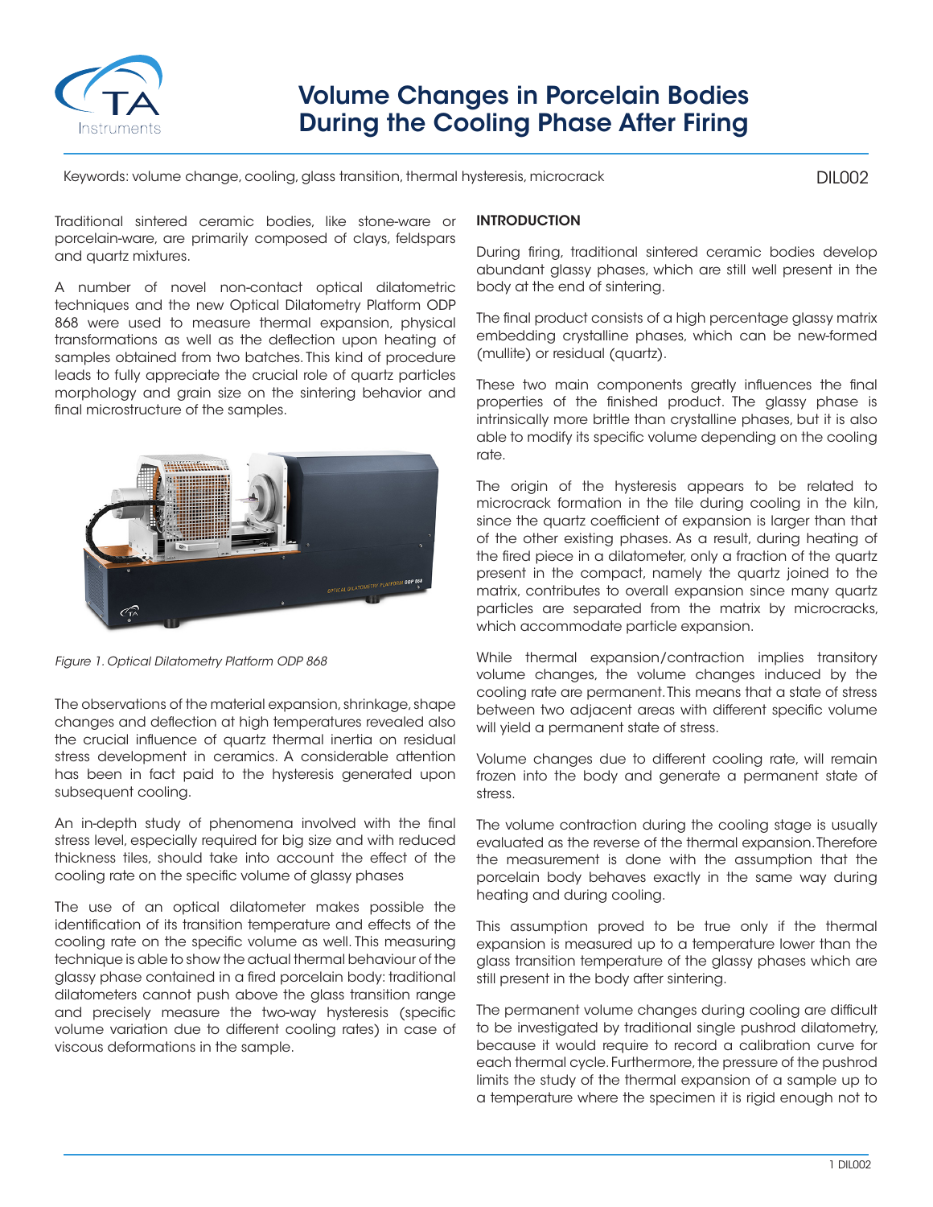# Volume Changes in Porcelain Bodies During the Cooling Phase After Firing

Keywords: volume change, cooling, glass transition, thermal hysteresis, microcrack

DIL002

Traditional sintered ceramic bodies, like stone-ware or porcelain-ware, are primarily composed of clays, feldspars and quartz mixtures.

A number of novel non-contact optical dilatometric techniques and the new Optical Dilatometry Platform ODP 868 were used to measure thermal expansion, physical transformations as well as the deflection upon heating of samples obtained from two batches. This kind of procedure leads to fully appreciate the crucial role of quartz particles morphology and grain size on the sintering behavior and final microstructure of the samples.

*Figure 1. Optical Dilatometry Platform ODP 868*

The observations of the material expansion, shrinkage, shape changes and deflection at high temperatures revealed also the crucial influence of quartz thermal inertia on residual stress development in ceramics. A considerable attention has been in fact paid to the hysteresis generated upon subsequent cooling.

An in-depth study of phenomena involved with the final stress level, especially required for big size and with reduced thickness tiles, should take into account the effect of the cooling rate on the specific volume of glassy phases

The use of an optical dilatometer makes possible the identification of its transition temperature and effects of the cooling rate on the specific volume as well. This measuring technique is able to show the actual thermal behaviour of the glassy phase contained in a fired porcelain body: traditional dilatometers cannot push above the glass transition range and precisely measure the two-way hysteresis (specific volume variation due to different cooling rates) in case of viscous deformations in the sample.

## INTRODUCTION

During firing, traditional sintered ceramic bodies develop abundant glassy phases, which are still well present in the body at the end of sintering.

The final product consists of a high percentage glassy matrix embedding crystalline phases, which can be new-formed (mullite) or residual (quartz).

These two main components greatly influences the final properties of the finished product. The glassy phase is intrinsically more brittle than crystalline phases, but it is also able to modify its specific volume depending on the cooling rate.

The origin of the hysteresis appears to be related to microcrack formation in the tile during cooling in the kiln, since the quartz coefficient of expansion is larger than that of the other existing phases. As a result, during heating of the fired piece in a dilatometer, only a fraction of the quartz present in the compact, namely the quartz joined to the matrix, contributes to overall expansion since many quartz particles are separated from the matrix by microcracks, which accommodate particle expansion.

While thermal expansion/contraction implies transitory volume changes, the volume changes induced by the cooling rate are permanent. This means that a state of stress between two adjacent areas with different specific volume will yield a permanent state of stress.

Volume changes due to different cooling rate, will remain frozen into the body and generate a permanent state of stress.

The volume contraction during the cooling stage is usually evaluated as the reverse of the thermal expansion. Therefore the measurement is done with the assumption that the porcelain body behaves exactly in the same way during heating and during cooling.

This assumption proved to be true only if the thermal expansion is measured up to a temperature lower than the glass transition temperature of the glassy phases which are still present in the body after sintering.

The permanent volume changes during cooling are difficult to be investigated by traditional single pushrod dilatometry, because it would require to record a calibration curve for each thermal cycle. Furthermore, the pressure of the pushrod limits the study of the thermal expansion of a sample up to a temperature where the specimen it is rigid enough not to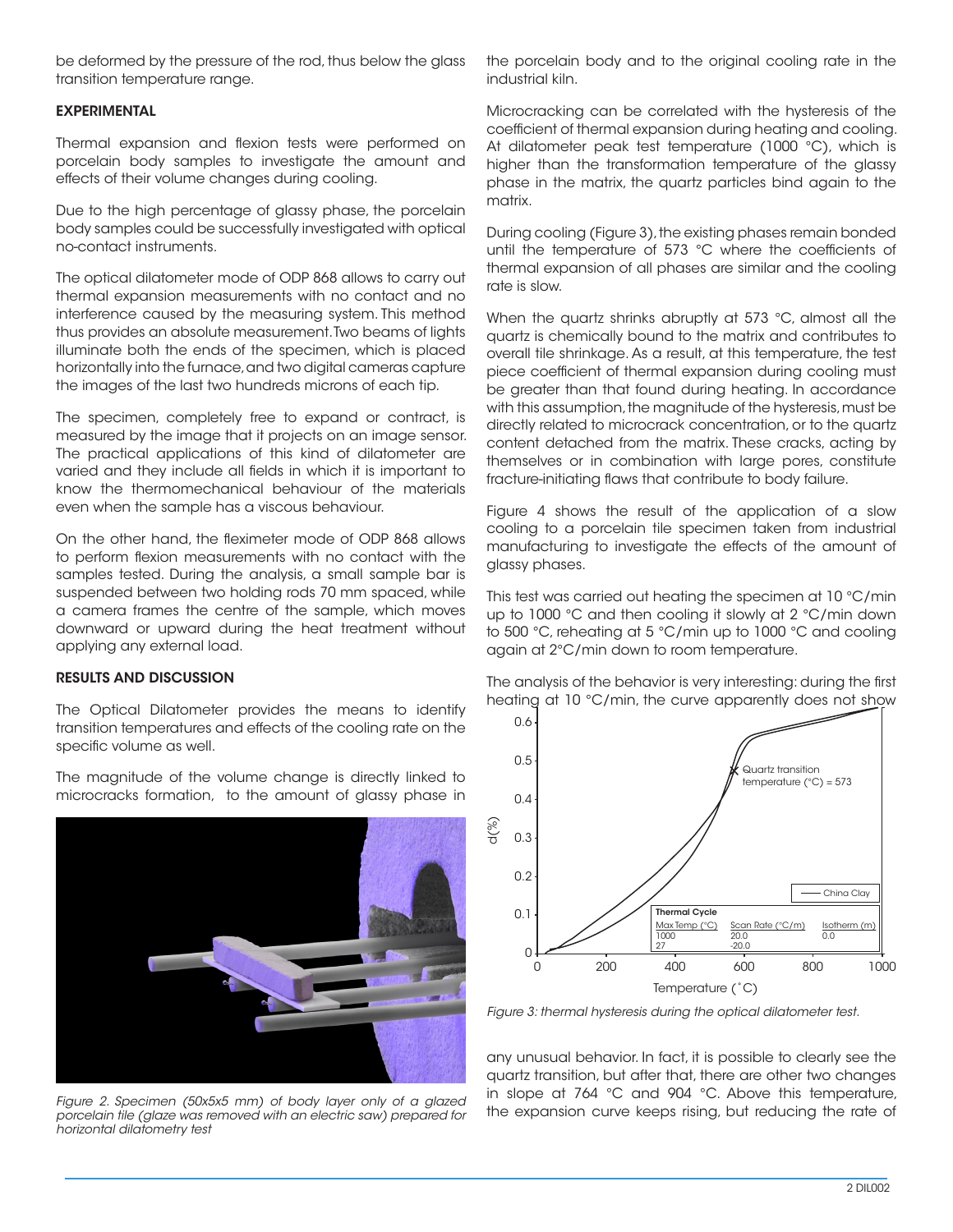be deformed by the pressure of the rod, thus below the glass transition temperature range.

## EXPERIMENTAL

Thermal expansion and flexion tests were performed on porcelain body samples to investigate the amount and effects of their volume changes during cooling.

Due to the high percentage of glassy phase, the porcelain body samples could be successfully investigated with optical no-contact instruments.

The optical dilatometer mode of ODP 868 allows to carry out thermal expansion measurements with no contact and no interference caused by the measuring system. This method thus provides an absolute measurement. Two beams of lights illuminate both the ends of the specimen, which is placed horizontally into the furnace, and two digital cameras capture the images of the last two hundreds microns of each tip.

The specimen, completely free to expand or contract, is measured by the image that it projects on an image sensor. The practical applications of this kind of dilatometer are varied and they include all fields in which it is important to know the thermomechanical behaviour of the materials even when the sample has a viscous behaviour.

On the other hand, the fleximeter mode of ODP 868 allows to perform flexion measurements with no contact with the samples tested. During the analysis, a small sample bar is suspended between two holding rods 70 mm spaced, while a camera frames the centre of the sample, which moves downward or upward during the heat treatment without applying any external load.

## RESULTS AND DISCUSSION

The Optical Dilatometer provides the means to identify transition temperatures and effects of the cooling rate on the specific volume as well.

The magnitude of the volume change is directly linked to microcracks formation, to the amount of glassy phase in the porcelain body and to the original cooling rate in the industrial kiln.

*Figure 2. Specimen (50x5x5 mm) of body layer only of a glazed porcelain tile (glaze was removed with an electric saw) prepared for horizontal dilatometry test*

Microcracking can be correlated with the hysteresis of the coefficient of thermal expansion during heating and cooling. At dilatometer peak test temperature (1000 °C), which is higher than the transformation temperature of the glassy phase in the matrix, the quartz particles bind again to the matrix.

During cooling (Figure 3), the existing phases remain bonded until the temperature of 573 °C where the coefficients of thermal expansion of all phases are similar and the cooling rate is slow.

When the quartz shrinks abruptly at 573 °C, almost all the quartz is chemically bound to the matrix and contributes to overall tile shrinkage. As a result, at this temperature, the test piece coefficient of thermal expansion during cooling must be greater than that found during heating. In accordance with this assumption, the magnitude of the hysteresis, must be directly related to microcrack concentration, or to the quartz content detached from the matrix. These cracks, acting by themselves or in combination with large pores, constitute fracture-initiating flaws that contribute to body failure.

Figure 4 shows the result of the application of a slow cooling to a porcelain tile specimen taken from industrial manufacturing to investigate the effects of the amount of glassy phases.

This test was carried out heating the specimen at 10 °C/min up to 1000 °C and then cooling it slowly at 2 °C/min down to 500 °C, reheating at 5 °C/min up to 1000 °C and cooling again at 2°C/min down to room temperature.

The analysis of the behavior is very interesting: during the first heating at 10 °C/min, the curve apparently does not show any unusual behavior. In fact, it is possible to clearly see the quartz transition, but after that, there are other two changes in slope at 764 °C and 904 °C. Above this temperature, the expansion curve keeps rising, but reducing the rate of

*Figure 3: thermal hysteresis during the optical dilatometer test.*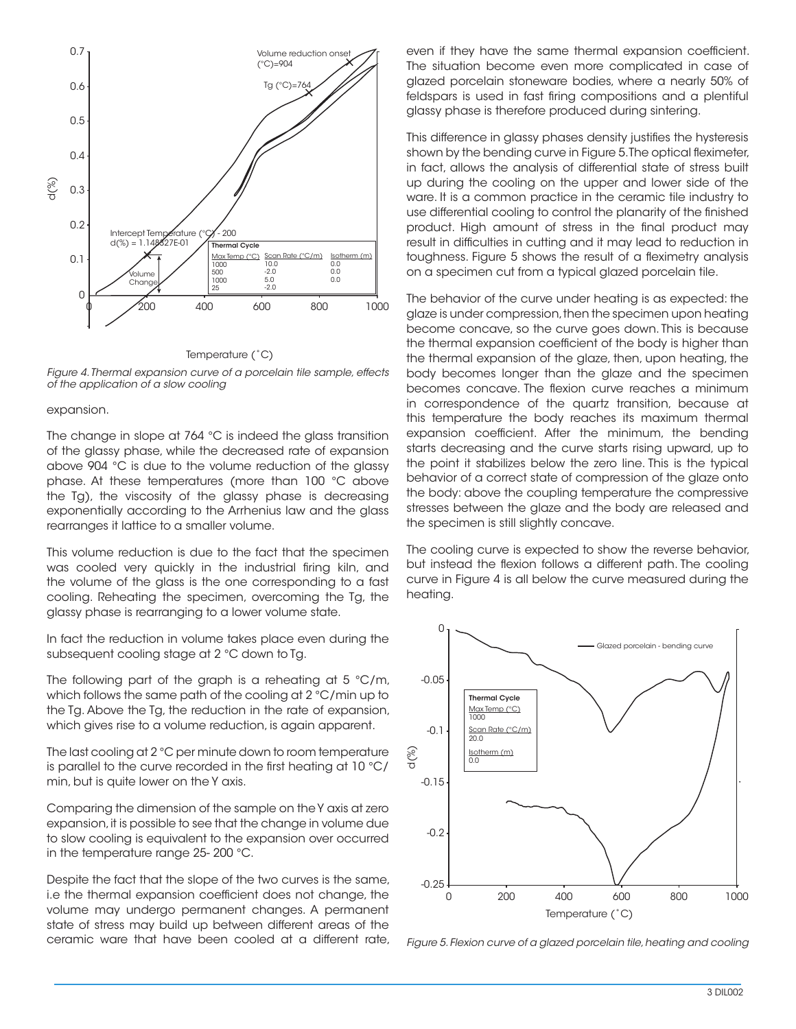*Figure 4. Thermal expansion curve of a porcelain tile sample, effects of the application of a slow cooling*

expansion.

The change in slope at 764 °C is indeed the glass transition of the glassy phase, while the decreased rate of expansion above 904 °C is due to the volume reduction of the glassy phase. At these temperatures (more than 100 °C above the Tg), the viscosity of the glassy phase is decreasing exponentially according to the Arrhenius law and the glass rearranges it lattice to a smaller volume.

This volume reduction is due to the fact that the specimen was cooled very quickly in the industrial firing kiln, and the volume of the glass is the one corresponding to a fast cooling. Reheating the specimen, overcoming the Tg, the glassy phase is rearranging to a lower volume state.

In fact the reduction in volume takes place even during the subsequent cooling stage at 2 °C down to Tg.

The following part of the graph is a reheating at 5 °C/m, which follows the same path of the cooling at 2 °C/min up to the Tg. Above the Tg, the reduction in the rate of expansion, which gives rise to a volume reduction, is again apparent.

The last cooling at 2 °C per minute down to room temperature is parallel to the curve recorded in the first heating at 10 °C/min, but is quite lower on the Y axis.

Comparing the dimension of the sample on the Y axis at zero expansion, it is possible to see that the change in volume due to slow cooling is equivalent to the expansion over occurred in the temperature range 25- 200 °C.

Despite the fact that the slope of the two curves is the same, i.e the thermal expansion coefficient does not change, the volume may undergo permanent changes. A permanent state of stress may build up between different areas of the ceramic ware that have been cooled at a different rate, even if they have the same thermal expansion coefficient. The situation become even more complicated in case of glazed porcelain stoneware bodies, where a nearly 50% of feldspars is used in fast firing compositions and a plentiful glassy phase is therefore produced during sintering.

This difference in glassy phases density justifies the hysteresis shown by the bending curve in Figure 5. The optical fleximeter, in fact, allows the analysis of differential state of stress built up during the cooling on the upper and lower side of the ware. It is a common practice in the ceramic tile industry to use differential cooling to control the planarity of the finished product. High amount of stress in the final product may result in difficulties in cutting and it may lead to reduction in toughness. Figure 5 shows the result of a fleximetry analysis on a specimen cut from a typical glazed porcelain tile.

The behavior of the curve under heating is as expected: the glaze is under compression, then the specimen upon heating become concave, so the curve goes down. This is because the thermal expansion coefficient of the body is higher than the thermal expansion of the glaze, then, upon heating, the body becomes longer than the glaze and the specimen becomes concave. The flexion curve reaches a minimum in correspondence of the quartz transition, because at this temperature the body reaches its maximum thermal expansion coefficient. After the minimum, the bending starts decreasing and the curve starts rising upward, up to the point it stabilizes below the zero line. This is the typical behavior of a correct state of compression of the glaze onto the body: above the coupling temperature the compressive stresses between the glaze and the body are released and the specimen is still slightly concave.

The cooling curve is expected to show the reverse behavior, but instead the flexion follows a different path. The cooling curve in Figure 4 is all below the curve measured during the heating.

*Figure 5. Flexion curve of a glazed porcelain tile, heating and cooling*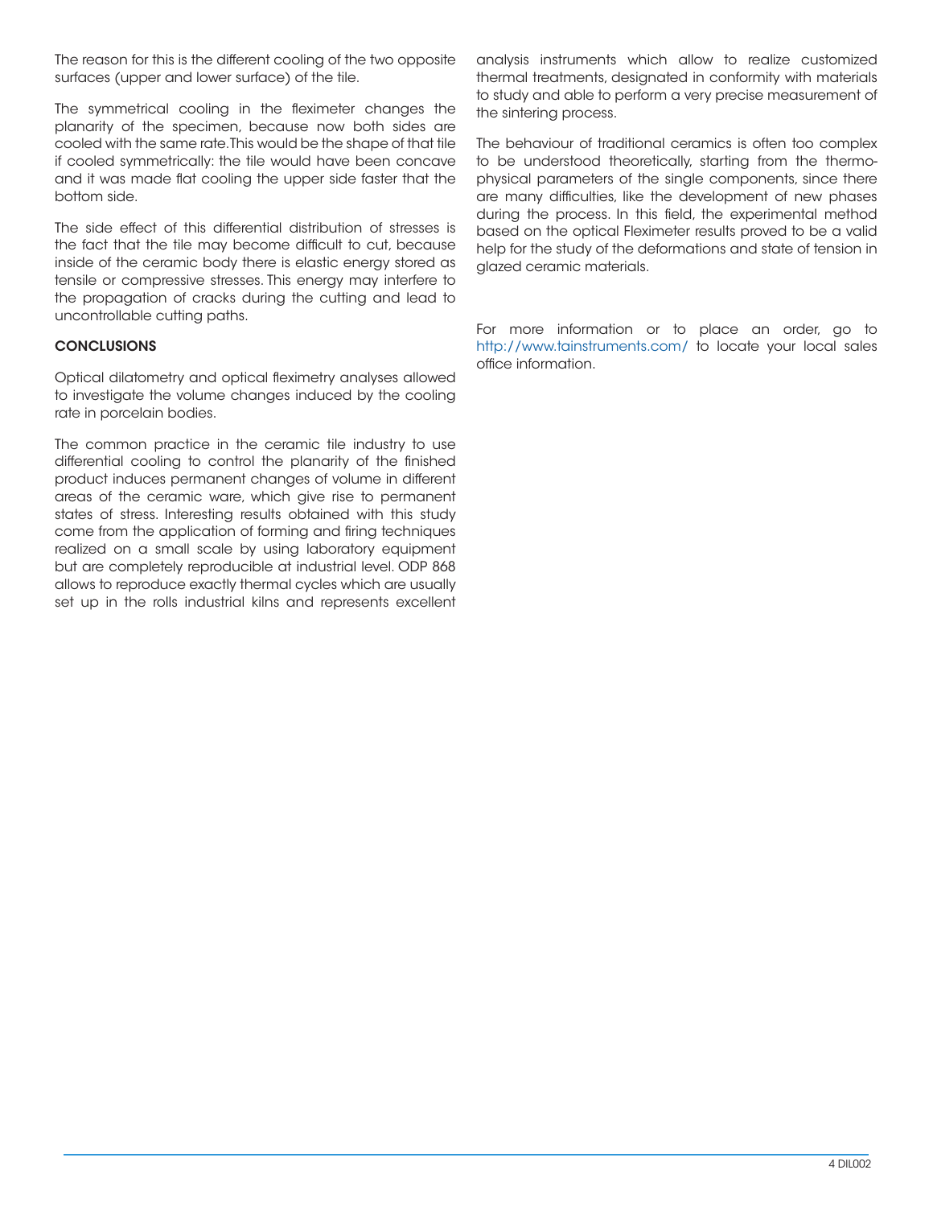The reason for this is the different cooling of the two opposite surfaces (upper and lower surface) of the tile.

The symmetrical cooling in the fleximeter changes the planarity of the specimen, because now both sides are cooled with the same rate. This would be the shape of that tile if cooled symmetrically: the tile would have been concave and it was made flat cooling the upper side faster that the bottom side.

The side effect of this differential distribution of stresses is the fact that the tile may become difficult to cut, because inside of the ceramic body there is elastic energy stored as tensile or compressive stresses. This energy may interfere to the propagation of cracks during the cutting and lead to uncontrollable cutting paths.

## CONCLUSIONS

Optical dilatometry and optical fleximetry analyses allowed to investigate the volume changes induced by the cooling rate in porcelain bodies.

The common practice in the ceramic tile industry to use differential cooling to control the planarity of the finished product induces permanent changes of volume in different areas of the ceramic ware, which give rise to permanent states of stress. Interesting results obtained with this study come from the application of forming and firing techniques realized on a small scale by using laboratory equipment but are completely reproducible at industrial level. ODP 868 allows to reproduce exactly thermal cycles which are usually set up in the rolls industrial kilns and represents excellent analysis instruments which allow to realize customized thermal treatments, designated in conformity with materials to study and able to perform a very precise measurement of the sintering process.

The behaviour of traditional ceramics is often too complex to be understood theoretically, starting from the thermo-physical parameters of the single components, since there are many difficulties, like the development of new phases during the process. In this field, the experimental method based on the optical Fleximeter results proved to be a valid help for the study of the deformations and state of tension in glazed ceramic materials.

For more information or to place an order, go to http://www.tainstruments.com/ to locate your local sales office information.